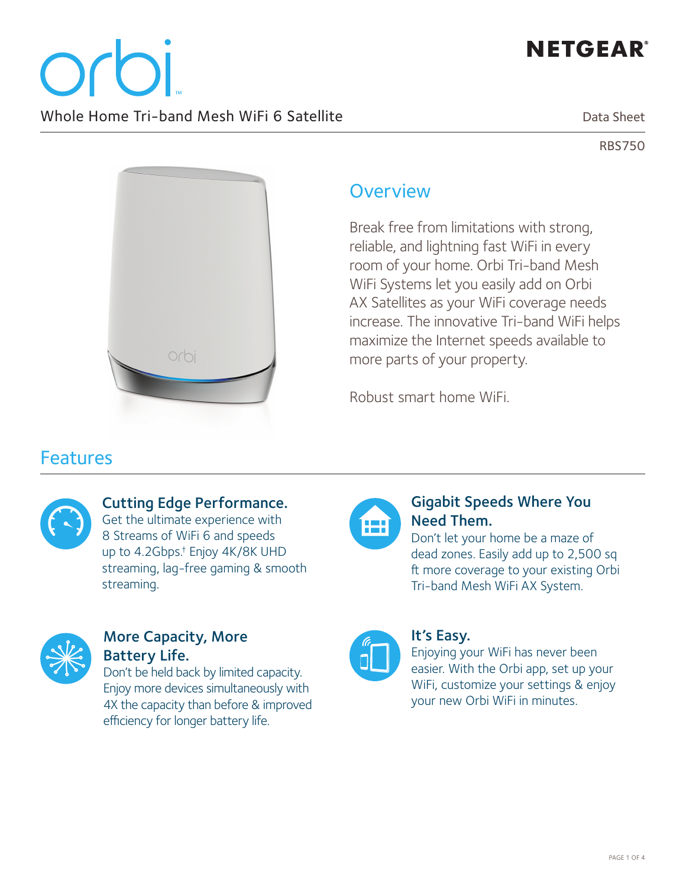# orbi

NETGEAR®

Whole Home Tri-band Mesh WiFi 6 Satellite

Data Sheet

RBS750

## Overview

Break free from limitations with strong, reliable, and lightning fast WiFi in every room of your home. Orbi Tri-band Mesh WiFi Systems let you easily add on Orbi AX Satellites as your WiFi coverage needs increase. The innovative Tri-band WiFi helps maximize the Internet speeds available to more parts of your property.

Robust smart home WiFi.

## Features

### Cutting Edge Performance.

Get the ultimate experience with 8 Streams of WiFi 6 and speeds up to 4.2Gbps.† Enjoy 4K/8K UHD streaming, lag-free gaming & smooth streaming.

### Gigabit Speeds Where You Need Them.

Don't let your home be a maze of dead zones. Easily add up to 2,500 sq ft more coverage to your existing Orbi Tri-band Mesh WiFi AX System.

### More Capacity, More Battery Life.

Don't be held back by limited capacity. Enjoy more devices simultaneously with 4X the capacity than before & improved efficiency for longer battery life.

### It's Easy.

Enjoying your WiFi has never been easier. With the Orbi app, set up your WiFi, customize your settings & enjoy your new Orbi WiFi in minutes.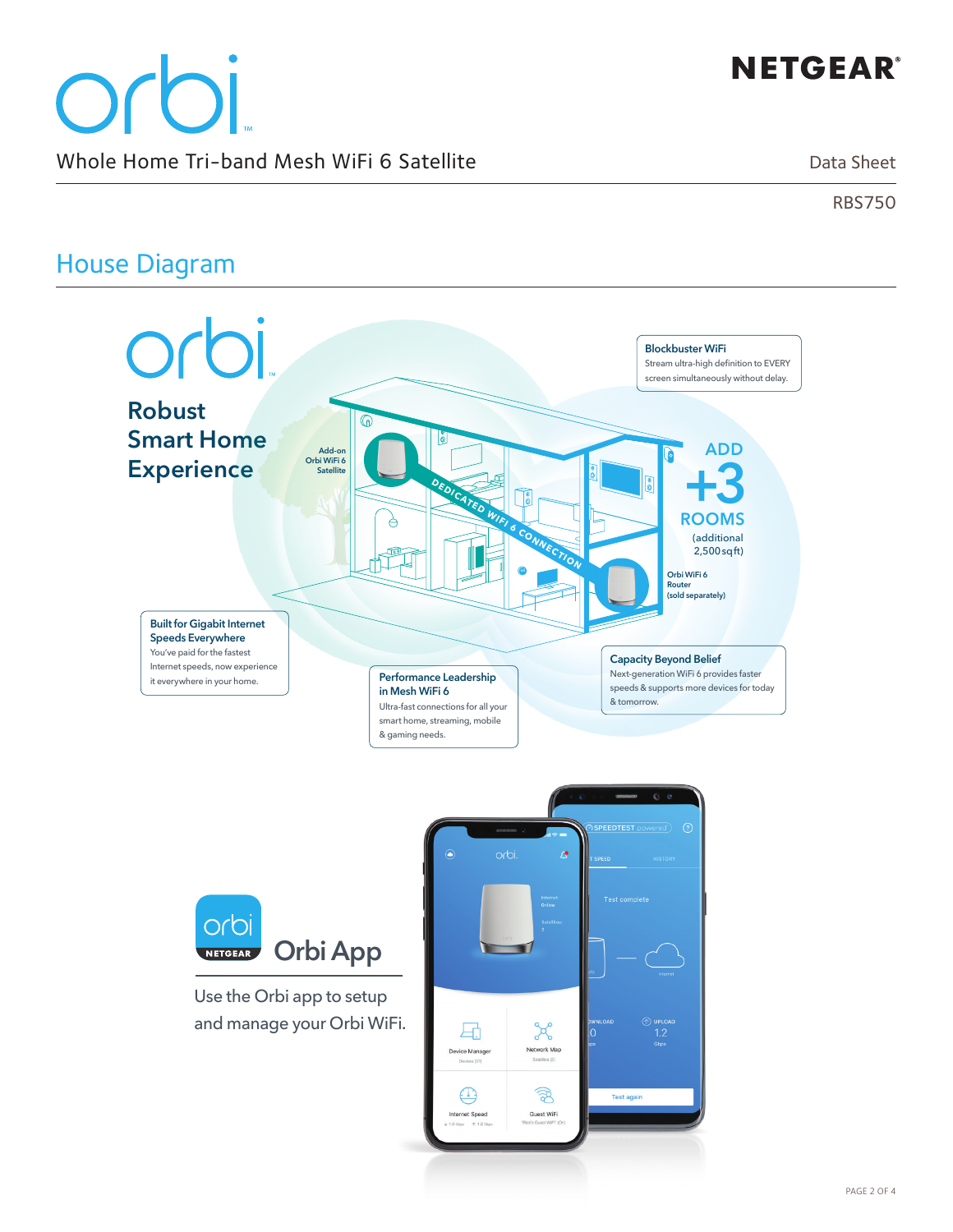# orbi™

Whole Home Tri-band Mesh WiFi 6 Satellite

NETGEAR®

Data Sheet

RBS750

## House Diagram

orbi™

**Robust Smart Home Experience**

Add-on Orbi WiFi 6 Satellite

DEDICATED WIFI 6 CONNECTION

Orbi WiFi 6 Router (sold separately)

ADD +3 ROOMS (additional 2,500 sq ft)

**Blockbuster WiFi**
Stream ultra-high definition to EVERY screen simultaneously without delay.

**Built for Gigabit Internet Speeds Everywhere**
You've paid for the fastest Internet speeds, now experience it everywhere in your home.

**Performance Leadership in Mesh WiFi 6**
Ultra-fast connections for all your smart home, streaming, mobile & gaming needs.

**Capacity Beyond Belief**
Next-generation WiFi 6 provides faster speeds & supports more devices for today & tomorrow.

## Orbi App

Use the Orbi app to setup and manage your Orbi WiFi.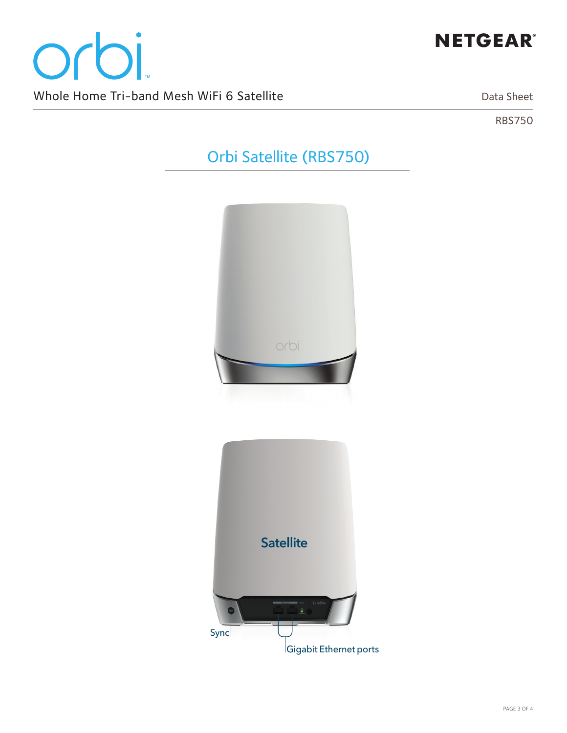## Orbi Satellite (RBS750)

Sync

Gigabit Ethernet ports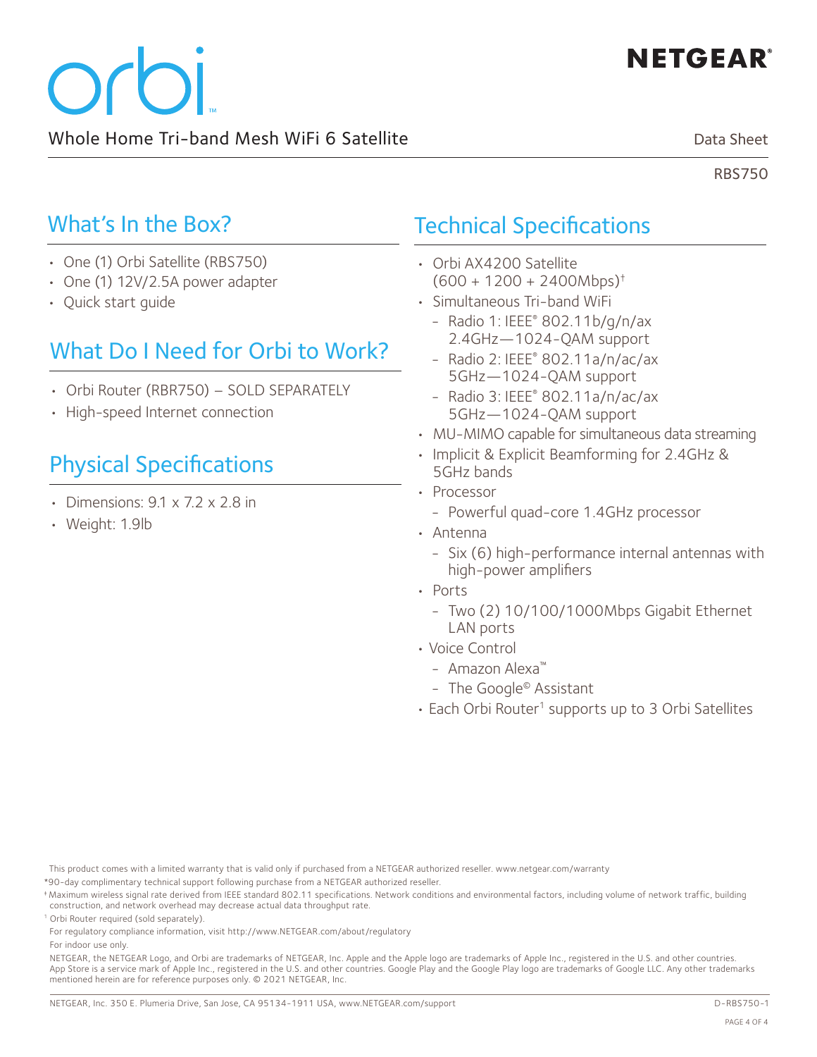# orbi™

NETGEAR®

Whole Home Tri-band Mesh WiFi 6 Satellite

Data Sheet

RBS750

## What's In the Box?

- One (1) Orbi Satellite (RBS750)
- One (1) 12V/2.5A power adapter
- Quick start guide

## What Do I Need for Orbi to Work?

- Orbi Router (RBR750) – SOLD SEPARATELY
- High-speed Internet connection

## Physical Specifications

- Dimensions: 9.1 x 7.2 x 2.8 in
- Weight: 1.9lb

## Technical Specifications

- Orbi AX4200 Satellite (600 + 1200 + 2400Mbps)†
- Simultaneous Tri-band WiFi
  - Radio 1: IEEE® 802.11b/g/n/ax 2.4GHz—1024-QAM support
  - Radio 2: IEEE® 802.11a/n/ac/ax 5GHz—1024-QAM support
  - Radio 3: IEEE® 802.11a/n/ac/ax 5GHz—1024-QAM support
- MU-MIMO capable for simultaneous data streaming
- Implicit & Explicit Beamforming for 2.4GHz & 5GHz bands
- Processor
  - Powerful quad-core 1.4GHz processor
- Antenna
  - Six (6) high-performance internal antennas with high-power amplifiers
- Ports
  - Two (2) 10/100/1000Mbps Gigabit Ethernet LAN ports
- Voice Control
  - Amazon Alexa™
  - The Google© Assistant
- Each Orbi Router[1] supports up to 3 Orbi Satellites

This product comes with a limited warranty that is valid only if purchased from a NETGEAR authorized reseller. www.netgear.com/warranty

*90-day complimentary technical support following purchase from a NETGEAR authorized reseller.

† Maximum wireless signal rate derived from IEEE standard 802.11 specifications. Network conditions and environmental factors, including volume of network traffic, building construction, and network overhead may decrease actual data throughput rate.

[1] Orbi Router required (sold separately).

For regulatory compliance information, visit http://www.NETGEAR.com/about/regulatory

For indoor use only.

NETGEAR, the NETGEAR Logo, and Orbi are trademarks of NETGEAR, Inc. Apple and the Apple logo are trademarks of Apple Inc., registered in the U.S. and other countries. App Store is a service mark of Apple Inc., registered in the U.S. and other countries. Google Play and the Google Play logo are trademarks of Google LLC. Any other trademarks mentioned herein are for reference purposes only. © 2021 NETGEAR, Inc.

NETGEAR, Inc. 350 E. Plumeria Drive, San Jose, CA 95134-1911 USA, www.NETGEAR.com/support

D-RBS750-1